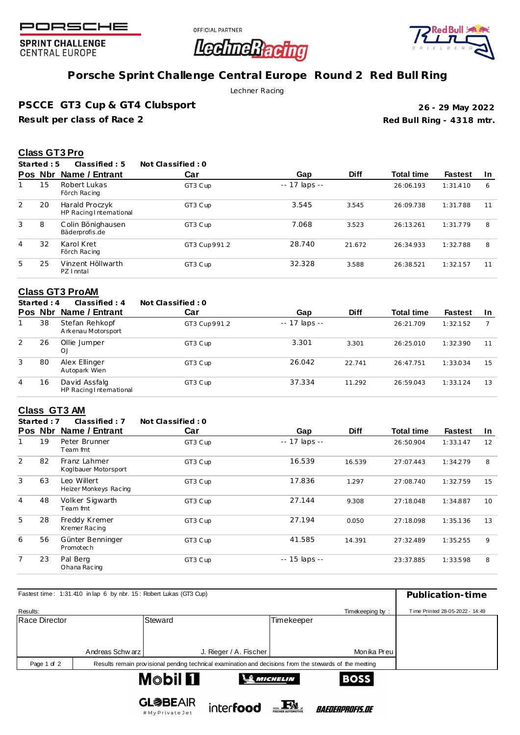PORSCHE
SPRINT CHALLENGE
CENTRAL EUROPE

OFFICIAL PARTNER LechneRacing

# Porsche Sprint Challenge Central Europe Round 2 Red Bull Ring

Lechner Racing

## PSCCE GT3 Cup & GT4 Clubsport

**Result per class of Race 2**

**26 - 29 May 2022**
**Red Bull Ring - 4318 mtr.**

### Class GT3 Pro

**Started : 5 Classified : 5 Not Classified : 0**

| Pos | Nbr | Name / Entrant | Car | Gap | Diff | Total time | Fastest | In |
|---|---|---|---|---|---|---|---|---|
| 1 | 15 | Robert Lukas<br>Förch Racing | GT3 Cup | -- 17 laps -- | | 26:06.193 | 1:31.410 | 6 |
| 2 | 20 | Harald Proczyk<br>HP Racing International | GT3 Cup | 3.545 | 3.545 | 26:09.738 | 1:31.788 | 11 |
| 3 | 8 | Colin Bönighausen<br>Bäderprofis.de | GT3 Cup | 7.068 | 3.523 | 26:13.261 | 1:31.779 | 8 |
| 4 | 32 | Karol Kret<br>Förch Racing | GT3 Cup 991.2 | 28.740 | 21.672 | 26:34.933 | 1:32.788 | 8 |
| 5 | 25 | Vinzent Höllwarth<br>PZ Inntal | GT3 Cup | 32.328 | 3.588 | 26:38.521 | 1:32.157 | 11 |

### Class GT3 ProAM

**Started : 4 Classified : 4 Not Classified : 0**

| Pos | Nbr | Name / Entrant | Car | Gap | Diff | Total time | Fastest | In |
|---|---|---|---|---|---|---|---|---|
| 1 | 38 | Stefan Rehkopf<br>Arkenau Motorsport | GT3 Cup 991.2 | -- 17 laps -- | | 26:21.709 | 1:32.152 | 7 |
| 2 | 26 | Ollie Jumper<br>OJ | GT3 Cup | 3.301 | 3.301 | 26:25.010 | 1:32.390 | 11 |
| 3 | 80 | Alex Ellinger<br>Autopark Wien | GT3 Cup | 26.042 | 22.741 | 26:47.751 | 1:33.034 | 15 |
| 4 | 16 | David Assfalg<br>HP Racing International | GT3 Cup | 37.334 | 11.292 | 26:59.043 | 1:33.124 | 13 |

### Class GT3 AM

**Started : 7 Classified : 7 Not Classified : 0**

| Pos | Nbr | Name / Entrant | Car | Gap | Diff | Total time | Fastest | In |
|---|---|---|---|---|---|---|---|---|
| 1 | 19 | Peter Brunner<br>Team fmt | GT3 Cup | -- 17 laps -- | | 26:50.904 | 1:33.147 | 12 |
| 2 | 82 | Franz Lahmer<br>Koglbauer Motorsport | GT3 Cup | 16.539 | 16.539 | 27:07.443 | 1:34.279 | 8 |
| 3 | 63 | Leo Willert<br>Heizer Monkeys Racing | GT3 Cup | 17.836 | 1.297 | 27:08.740 | 1:32.759 | 15 |
| 4 | 48 | Volker Sigwarth<br>Team fmt | GT3 Cup | 27.144 | 9.308 | 27:18.048 | 1:34.887 | 10 |
| 5 | 28 | Freddy Kremer<br>Kremer Racing | GT3 Cup | 27.194 | 0.050 | 27:18.098 | 1:35.136 | 13 |
| 6 | 56 | Günter Benninger<br>Promotech | GT3 Cup | 41.585 | 14.391 | 27:32.489 | 1:35.255 | 9 |
| 7 | 23 | Pal Berg<br>Ohana Racing | GT3 Cup | -- 15 laps -- | | 23:37.885 | 1:33.598 | 8 |

Fastest time : 1:31.410 in lap 6 by nbr. 15 : Robert Lukas (GT3 Cup)

**Publication-time**

Results: Timekeeping by :

Time Printed 28-05-2022 - 14:49

| Race Director | Steward | Timekeeper |
|---|---|---|
| Andreas Schwarz | J. Rieger / A. Fischer | Monika Preu |

Results remain provisional pending technical examination and decisions from the stewards of the meeting

Mobil 1 · MICHELIN · BOSS · GLOBEAIR #MyPrivateJet · interfood · FISCHER AUTOMOTIVE · BAEDERPROFIS.DE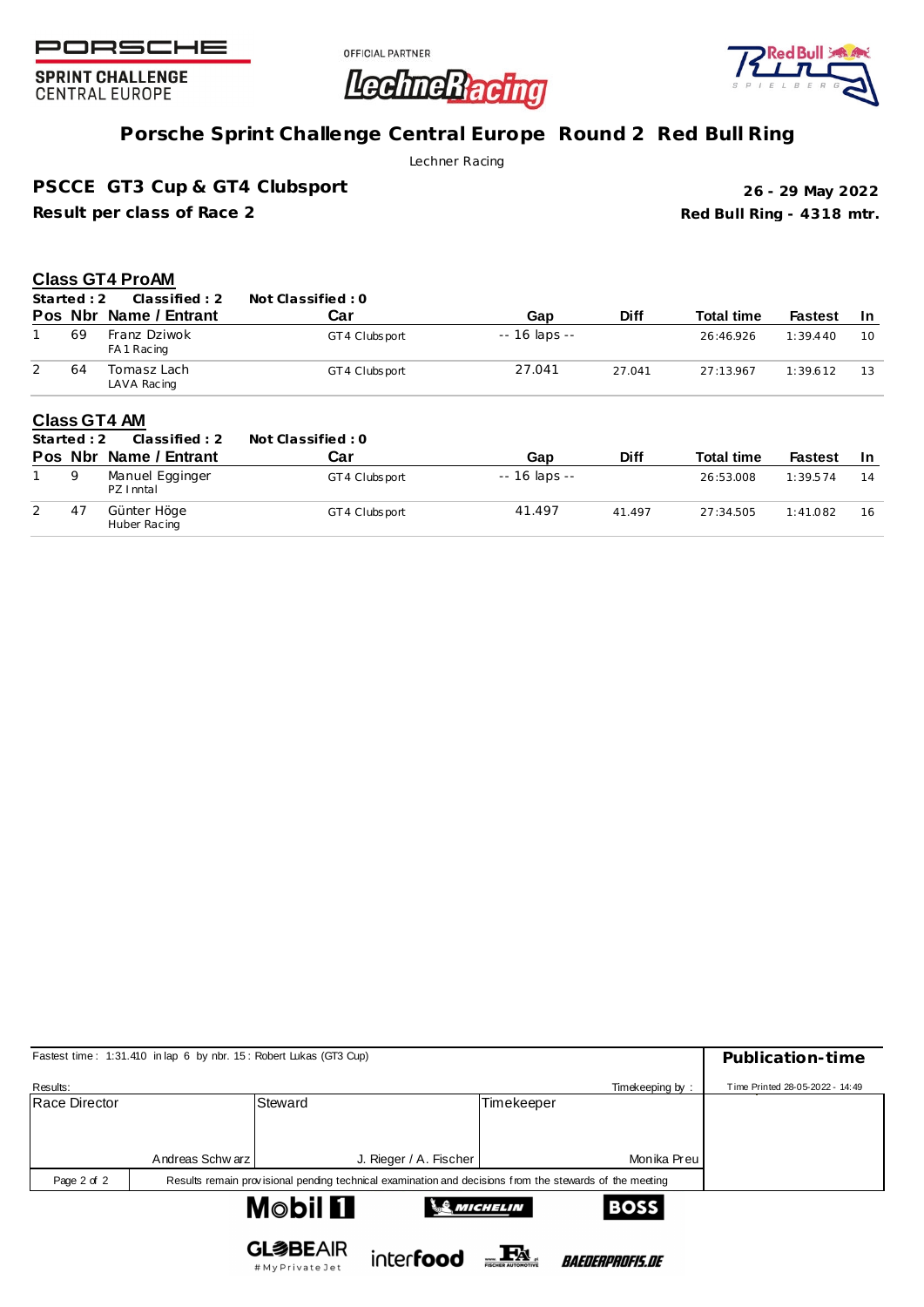PORSCHE SPRINT CHALLENGE CENTRAL EUROPE

OFFICIAL PARTNER LechneRacing

# Porsche Sprint Challenge Central Europe Round 2 Red Bull Ring

Lechner Racing

## PSCCE GT3 Cup & GT4 Clubsport

**26 - 29 May 2022**

**Result per class of Race 2**

**Red Bull Ring - 4318 mtr.**

### Class GT4 ProAM

**Started : 2** **Classified : 2** **Not Classified : 0**

| Pos | Nbr | Name / Entrant | Car | Gap | Diff | Total time | Fastest | In |
|---|---|---|---|---|---|---|---|---|
| 1 | 69 | Franz Dziwok<br>FA1 Racing | GT4 Clubsport | -- 16 laps -- | | 26:46.926 | 1:39.440 | 10 |
| 2 | 64 | Tomasz Lach<br>LAVA Racing | GT4 Clubsport | 27.041 | 27.041 | 27:13.967 | 1:39.612 | 13 |

### Class GT4 AM

**Started : 2** **Classified : 2** **Not Classified : 0**

| Pos | Nbr | Name / Entrant | Car | Gap | Diff | Total time | Fastest | In |
|---|---|---|---|---|---|---|---|---|
| 1 | 9 | Manuel Egginger<br>PZ Inntal | GT4 Clubsport | -- 16 laps -- | | 26:53.008 | 1:39.574 | 14 |
| 2 | 47 | Günter Höge<br>Huber Racing | GT4 Clubsport | 41.497 | 41.497 | 27:34.505 | 1:41.082 | 16 |

Fastest time : 1:31.410 in lap 6 by nbr. 15 : Robert Lukas (GT3 Cup)

**Publication-time**

Results:

Timekeeping by :

Time Printed 28-05-2022 - 14:49

| Race Director | Steward | Timekeeper |
|---|---|---|
| Andreas Schwarz | J. Rieger / A. Fischer | Monika Preu |

Results remain provisional pending technical examination and decisions from the stewards of the meeting

Mobil 1 MICHELIN BOSS GLOBEAIR #MyPrivateJet interfood FISCHER AUTOMOTIVE BAEDERPROFIS.DE